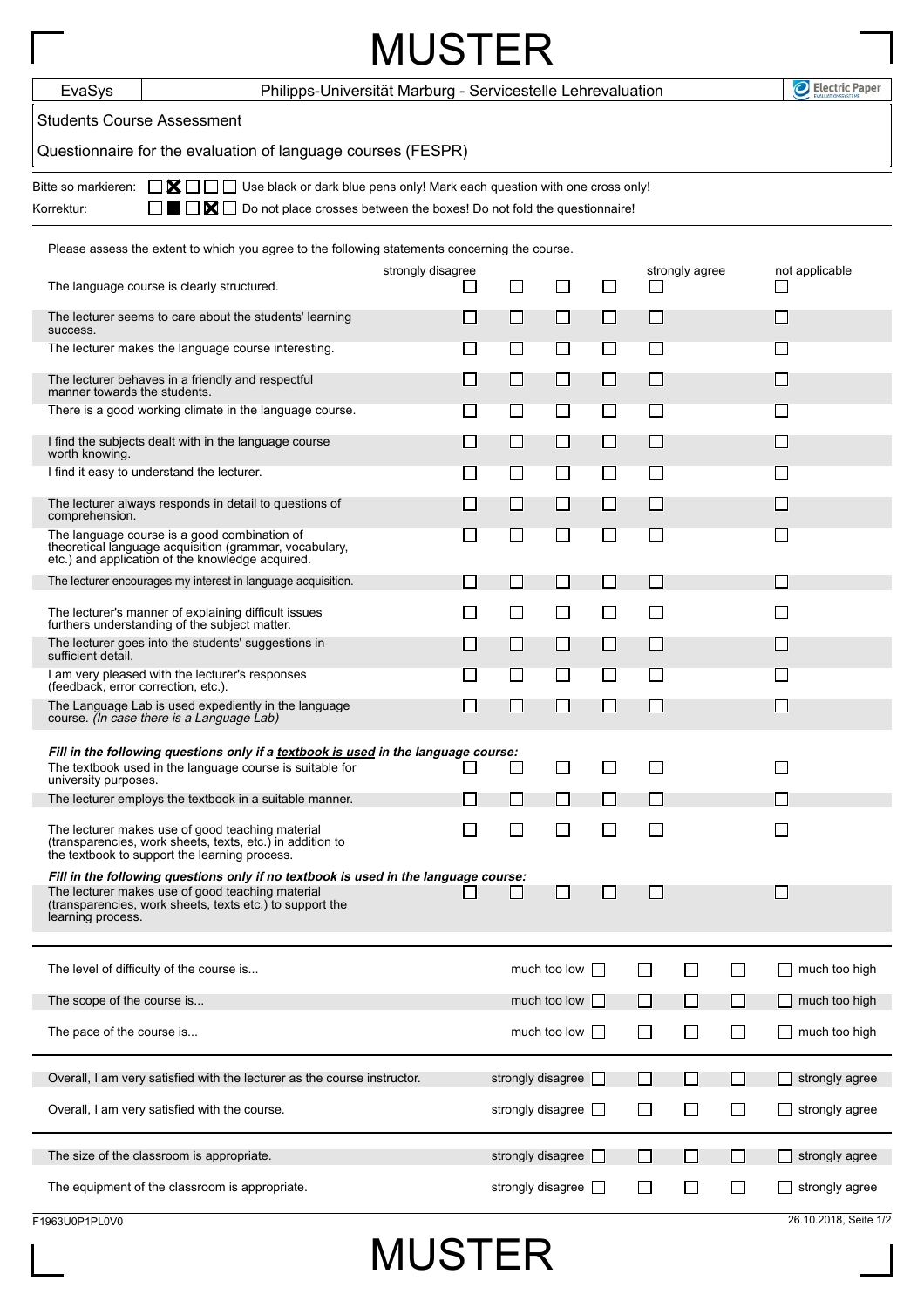# MUSTER

| EvaSys | Philipps-Universität Marburg - Servicestelle Lehrevaluation | Electric Paper |
|---|---|---|

Students Course Assessment

Questionnaire for the evaluation of language courses (FESPR)

Bitte so markieren: ☐ ☒ ☐ ☐ ☐ Use black or dark blue pens only! Mark each question with one cross only!

Korrektur: ☐ ■ ☐ ☒ ☐ Do not place crosses between the boxes! Do not fold the questionnaire!

Please assess the extent to which you agree to the following statements concerning the course.

| | strongly disagree | | | | strongly agree | not applicable |
|---|---|---|---|---|---|---|
| The language course is clearly structured. | ☐ | ☐ | ☐ | ☐ | ☐ | ☐ |
| The lecturer seems to care about the students' learning success. | ☐ | ☐ | ☐ | ☐ | ☐ | ☐ |
| The lecturer makes the language course interesting. | ☐ | ☐ | ☐ | ☐ | ☐ | ☐ |
| The lecturer behaves in a friendly and respectful manner towards the students. | ☐ | ☐ | ☐ | ☐ | ☐ | ☐ |
| There is a good working climate in the language course. | ☐ | ☐ | ☐ | ☐ | ☐ | ☐ |
| I find the subjects dealt with in the language course worth knowing. | ☐ | ☐ | ☐ | ☐ | ☐ | ☐ |
| I find it easy to understand the lecturer. | ☐ | ☐ | ☐ | ☐ | ☐ | ☐ |
| The lecturer always responds in detail to questions of comprehension. | ☐ | ☐ | ☐ | ☐ | ☐ | ☐ |
| The language course is a good combination of theoretical language acquisition (grammar, vocabulary, etc.) and application of the knowledge acquired. | ☐ | ☐ | ☐ | ☐ | ☐ | ☐ |
| The lecturer encourages my interest in language acquisition. | ☐ | ☐ | ☐ | ☐ | ☐ | ☐ |
| The lecturer's manner of explaining difficult issues furthers understanding of the subject matter. | ☐ | ☐ | ☐ | ☐ | ☐ | ☐ |
| The lecturer goes into the students' suggestions in sufficient detail. | ☐ | ☐ | ☐ | ☐ | ☐ | ☐ |
| I am very pleased with the lecturer's responses (feedback, error correction, etc.). | ☐ | ☐ | ☐ | ☐ | ☐ | ☐ |
| The Language Lab is used expediently in the language course. *(In case there is a Language Lab)* | ☐ | ☐ | ☐ | ☐ | ☐ | ☐ |

***Fill in the following questions only if a textbook is used in the language course:***

| | | | | | | |
|---|---|---|---|---|---|---|
| The textbook used in the language course is suitable for university purposes. | ☐ | ☐ | ☐ | ☐ | ☐ | ☐ |
| The lecturer employs the textbook in a suitable manner. | ☐ | ☐ | ☐ | ☐ | ☐ | ☐ |
| The lecturer makes use of good teaching material (transparencies, work sheets, texts, etc.) in addition to the textbook to support the learning process. | ☐ | ☐ | ☐ | ☐ | ☐ | ☐ |

***Fill in the following questions only if no textbook is used in the language course:***

| | | | | | | |
|---|---|---|---|---|---|---|
| The lecturer makes use of good teaching material (transparencies, work sheets, texts etc.) to support the learning process. | ☐ | ☐ | ☐ | ☐ | ☐ | ☐ |

| | | | | | | |
|---|---|---|---|---|---|---|
| The level of difficulty of the course is... | much too low ☐ | ☐ | ☐ | ☐ | ☐ | much too high |
| The scope of the course is... | much too low ☐ | ☐ | ☐ | ☐ | ☐ | much too high |
| The pace of the course is... | much too low ☐ | ☐ | ☐ | ☐ | ☐ | much too high |

| | | | | | | |
|---|---|---|---|---|---|---|
| Overall, I am very satisfied with the lecturer as the course instructor. | strongly disagree ☐ | ☐ | ☐ | ☐ | ☐ | strongly agree |
| Overall, I am very satisfied with the course. | strongly disagree ☐ | ☐ | ☐ | ☐ | ☐ | strongly agree |

| | | | | | | |
|---|---|---|---|---|---|---|
| The size of the classroom is appropriate. | strongly disagree ☐ | ☐ | ☐ | ☐ | ☐ | strongly agree |
| The equipment of the classroom is appropriate. | strongly disagree ☐ | ☐ | ☐ | ☐ | ☐ | strongly agree |

F1963U0P1PL0V0 26.10.2018, Seite 1/2

# MUSTER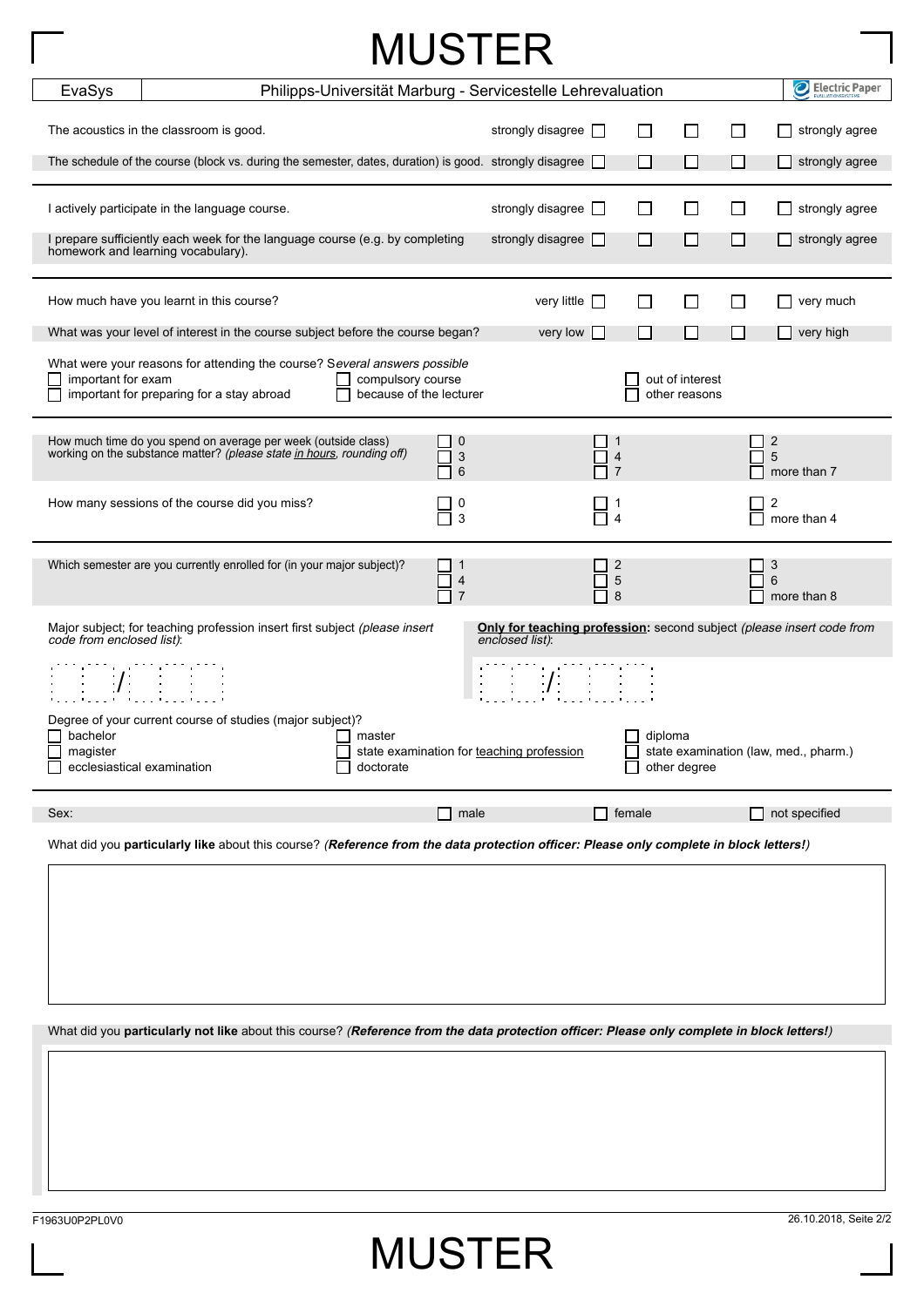# MUSTER

| EvaSys | Philipps-Universität Marburg - Servicestelle Lehrevaluation | Electric Paper |
|---|---|---|

| | | | | | | |
|---|---|---|---|---|---|---|
| The acoustics in the classroom is good. | strongly disagree ☐ | ☐ | ☐ | ☐ | ☐ | strongly agree |
| The schedule of the course (block vs. during the semester, dates, duration) is good. | strongly disagree ☐ | ☐ | ☐ | ☐ | ☐ | strongly agree |

| | | | | | | |
|---|---|---|---|---|---|---|
| I actively participate in the language course. | strongly disagree ☐ | ☐ | ☐ | ☐ | ☐ | strongly agree |
| I prepare sufficiently each week for the language course (e.g. by completing homework and learning vocabulary). | strongly disagree ☐ | ☐ | ☐ | ☐ | ☐ | strongly agree |

| | | | | | | |
|---|---|---|---|---|---|---|
| How much have you learnt in this course? | very little ☐ | ☐ | ☐ | ☐ | ☐ | very much |
| What was your level of interest in the course subject before the course began? | very low ☐ | ☐ | ☐ | ☐ | ☐ | very high |

What were your reasons for attending the course? *Several answers possible*

- ☐ important for exam
- ☐ important for preparing for a stay abroad
- ☐ compulsory course
- ☐ because of the lecturer
- ☐ out of interest
- ☐ other reasons

How much time do you spend on average per week (outside class) working on the substance matter? *(please state in hours, rounding off)*

- ☐ 0
- ☐ 1
- ☐ 2
- ☐ 3
- ☐ 4
- ☐ 5
- ☐ 6
- ☐ 7
- ☐ more than 7

How many sessions of the course did you miss?

- ☐ 0
- ☐ 1
- ☐ 2
- ☐ 3
- ☐ 4
- ☐ more than 4

Which semester are you currently enrolled for (in your major subject)?

- ☐ 1
- ☐ 2
- ☐ 3
- ☐ 4
- ☐ 5
- ☐ 6
- ☐ 7
- ☐ 8
- ☐ more than 8

Major subject; for teaching profession insert first subject *(please insert code from enclosed list)*:

[ ][ ] / [ ][ ][ ]

**Only for teaching profession:** second subject *(please insert code from enclosed list)*:

[ ][ ] / [ ][ ][ ]

Degree of your current course of studies (major subject)?

- ☐ bachelor
- ☐ magister
- ☐ ecclesiastical examination
- ☐ master
- ☐ state examination for teaching profession
- ☐ doctorate
- ☐ diploma
- ☐ state examination (law, med., pharm.)
- ☐ other degree

Sex: ☐ male ☐ female ☐ not specified

What did you **particularly like** about this course? *(**Reference from the data protection officer: Please only complete in block letters!**)*

What did you **particularly not like** about this course? *(**Reference from the data protection officer: Please only complete in block letters!**)*

F1963U0P2PL0V0

# MUSTER